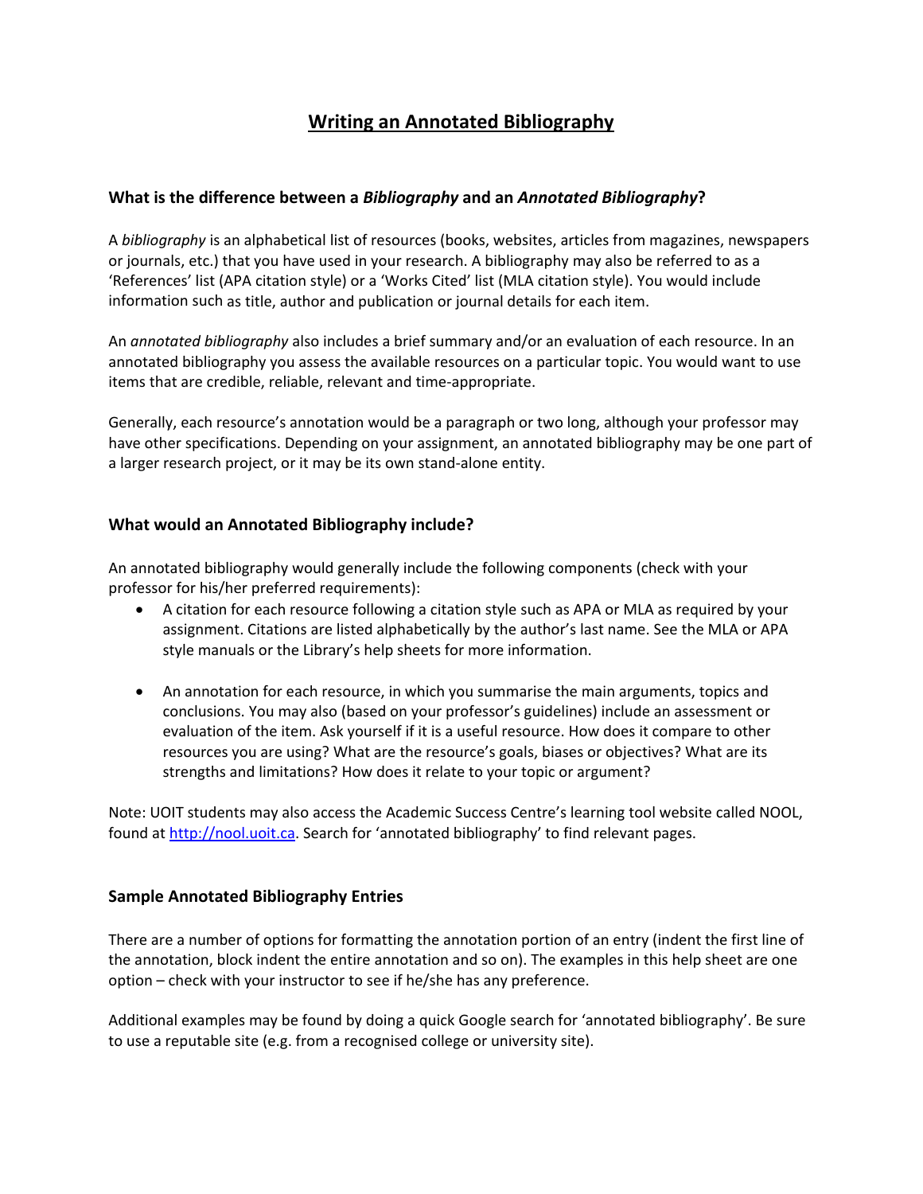# Writing an Annotated Bibliography

### What is the difference between a *Bibliography* and an *Annotated Bibliography*?

A *bibliography* is an alphabetical list of resources (books, websites, articles from magazines, newspapers or journals, etc.) that you have used in your research. A bibliography may also be referred to as a 'References' list (APA citation style) or a 'Works Cited' list (MLA citation style). You would include information such as title, author and publication or journal details for each item.

An *annotated bibliography* also includes a brief summary and/or an evaluation of each resource. In an annotated bibliography you assess the available resources on a particular topic. You would want to use items that are credible, reliable, relevant and time-appropriate.

Generally, each resource's annotation would be a paragraph or two long, although your professor may have other specifications. Depending on your assignment, an annotated bibliography may be one part of a larger research project, or it may be its own stand-alone entity.

### What would an Annotated Bibliography include?

An annotated bibliography would generally include the following components (check with your professor for his/her preferred requirements):

- A citation for each resource following a citation style such as APA or MLA as required by your assignment. Citations are listed alphabetically by the author's last name. See the MLA or APA style manuals or the Library's help sheets for more information.

- An annotation for each resource, in which you summarise the main arguments, topics and conclusions. You may also (based on your professor's guidelines) include an assessment or evaluation of the item. Ask yourself if it is a useful resource. How does it compare to other resources you are using? What are the resource's goals, biases or objectives? What are its strengths and limitations? How does it relate to your topic or argument?

Note: UOIT students may also access the Academic Success Centre's learning tool website called NOOL, found at [http://nool.uoit.ca](http://nool.uoit.ca). Search for 'annotated bibliography' to find relevant pages.

### Sample Annotated Bibliography Entries

There are a number of options for formatting the annotation portion of an entry (indent the first line of the annotation, block indent the entire annotation and so on). The examples in this help sheet are one option – check with your instructor to see if he/she has any preference.

Additional examples may be found by doing a quick Google search for 'annotated bibliography'. Be sure to use a reputable site (e.g. from a recognised college or university site).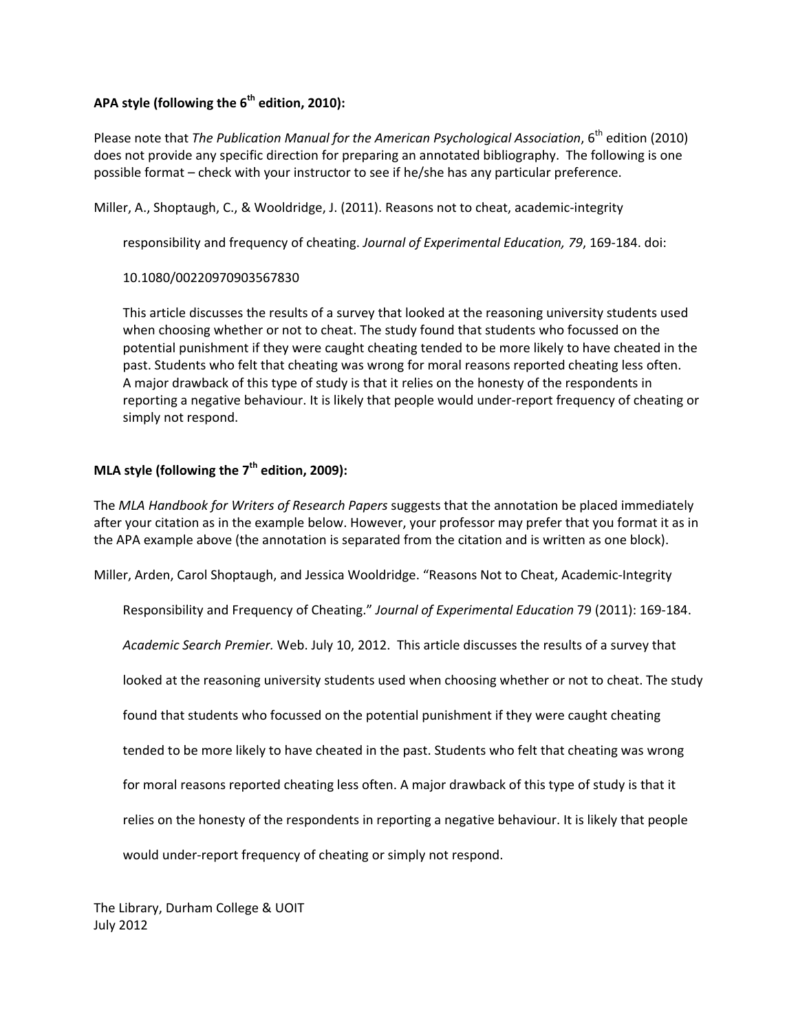**APA style (following the 6th edition, 2010):**

Please note that *The Publication Manual for the American Psychological Association*, 6th edition (2010) does not provide any specific direction for preparing an annotated bibliography. The following is one possible format – check with your instructor to see if he/she has any particular preference.

Miller, A., Shoptaugh, C., & Wooldridge, J. (2011). Reasons not to cheat, academic-integrity responsibility and frequency of cheating. *Journal of Experimental Education, 79*, 169-184. doi: 10.1080/00220970903567830

> This article discusses the results of a survey that looked at the reasoning university students used when choosing whether or not to cheat. The study found that students who focussed on the potential punishment if they were caught cheating tended to be more likely to have cheated in the past. Students who felt that cheating was wrong for moral reasons reported cheating less often. A major drawback of this type of study is that it relies on the honesty of the respondents in reporting a negative behaviour. It is likely that people would under-report frequency of cheating or simply not respond.

**MLA style (following the 7th edition, 2009):**

The *MLA Handbook for Writers of Research Papers* suggests that the annotation be placed immediately after your citation as in the example below. However, your professor may prefer that you format it as in the APA example above (the annotation is separated from the citation and is written as one block).

Miller, Arden, Carol Shoptaugh, and Jessica Wooldridge. "Reasons Not to Cheat, Academic-Integrity Responsibility and Frequency of Cheating." *Journal of Experimental Education* 79 (2011): 169-184. *Academic Search Premier.* Web. July 10, 2012. This article discusses the results of a survey that looked at the reasoning university students used when choosing whether or not to cheat. The study found that students who focussed on the potential punishment if they were caught cheating tended to be more likely to have cheated in the past. Students who felt that cheating was wrong for moral reasons reported cheating less often. A major drawback of this type of study is that it relies on the honesty of the respondents in reporting a negative behaviour. It is likely that people would under-report frequency of cheating or simply not respond.

The Library, Durham College & UOIT
July 2012